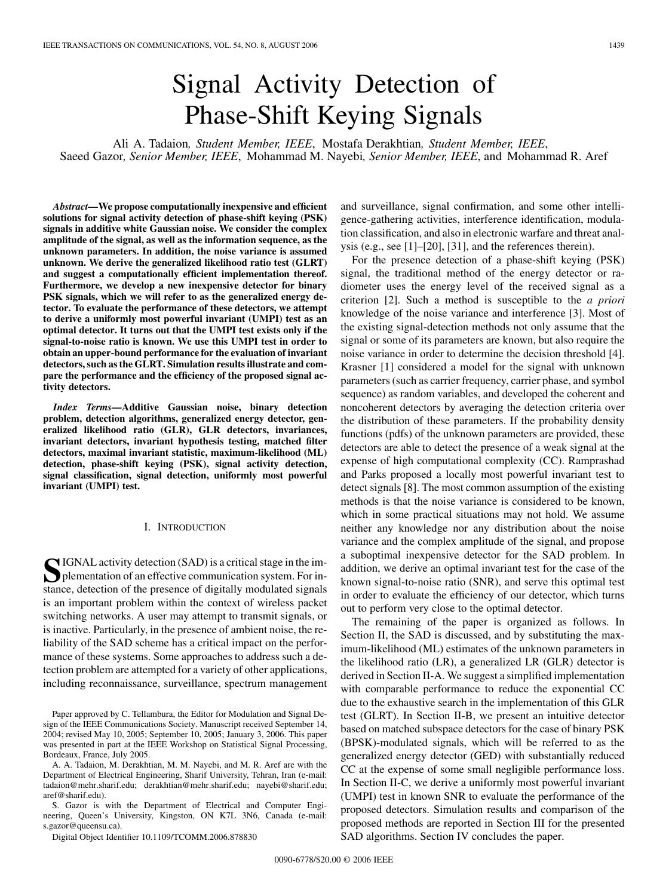# Signal Activity Detection of Phase-Shift Keying Signals

Ali A. Tadaion, *Student Member, IEEE*, Mostafa Derakhtian, *Student Member, IEEE*, Saeed Gazor, *Senior Member, IEEE*, Mohammad M. Nayebi, *Senior Member, IEEE*, and Mohammad R. Aref

***Abstract*—We propose computationally inexpensive and efficient solutions for signal activity detection of phase-shift keying (PSK) signals in additive white Gaussian noise. We consider the complex amplitude of the signal, as well as the information sequence, as the unknown parameters. In addition, the noise variance is assumed unknown. We derive the generalized likelihood ratio test (GLRT) and suggest a computationally efficient implementation thereof. Furthermore, we develop a new inexpensive detector for binary PSK signals, which we will refer to as the generalized energy detector. To evaluate the performance of these detectors, we attempt to derive a uniformly most powerful invariant (UMPI) test as an optimal detector. It turns out that the UMPI test exists only if the signal-to-noise ratio is known. We use this UMPI test in order to obtain an upper-bound performance for the evaluation of invariant detectors, such as the GLRT. Simulation results illustrate and compare the performance and the efficiency of the proposed signal activity detectors.**

***Index Terms*—Additive Gaussian noise, binary detection problem, detection algorithms, generalized energy detector, generalized likelihood ratio (GLR), GLR detectors, invariances, invariant detectors, invariant hypothesis testing, matched filter detectors, maximal invariant statistic, maximum-likelihood (ML) detection, phase-shift keying (PSK), signal activity detection, signal classification, signal detection, uniformly most powerful invariant (UMPI) test.**

## I. Introduction

Signal activity detection (SAD) is a critical stage in the implementation of an effective communication system. For instance, detection of the presence of digitally modulated signals is an important problem within the context of wireless packet switching networks. A user may attempt to transmit signals, or is inactive. Particularly, in the presence of ambient noise, the reliability of the SAD scheme has a critical impact on the performance of these systems. Some approaches to address such a detection problem are attempted for a variety of other applications, including reconnaissance, surveillance, spectrum management and surveillance, signal confirmation, and some other intelligence-gathering activities, interference identification, modulation classification, and also in electronic warfare and threat analysis (e.g., see [1]–[20], [31], and the references therein).

For the presence detection of a phase-shift keying (PSK) signal, the traditional method of the energy detector or radiometer uses the energy level of the received signal as a criterion [2]. Such a method is susceptible to the *a priori* knowledge of the noise variance and interference [3]. Most of the existing signal-detection methods not only assume that the signal or some of its parameters are known, but also require the noise variance in order to determine the decision threshold [4]. Krasner [1] considered a model for the signal with unknown parameters (such as carrier frequency, carrier phase, and symbol sequence) as random variables, and developed the coherent and noncoherent detectors by averaging the detection criteria over the distribution of these parameters. If the probability density functions (pdfs) of the unknown parameters are provided, these detectors are able to detect the presence of a weak signal at the expense of high computational complexity (CC). Ramprashad and Parks proposed a locally most powerful invariant test to detect signals [8]. The most common assumption of the existing methods is that the noise variance is considered to be known, which in some practical situations may not hold. We assume neither any knowledge nor any distribution about the noise variance and the complex amplitude of the signal, and propose a suboptimal inexpensive detector for the SAD problem. In addition, we derive an optimal invariant test for the case of the known signal-to-noise ratio (SNR), and serve this optimal test in order to evaluate the efficiency of our detector, which turns out to perform very close to the optimal detector.

The remaining of the paper is organized as follows. In Section II, the SAD is discussed, and by substituting the maximum-likelihood (ML) estimates of the unknown parameters in the likelihood ratio (LR), a generalized LR (GLR) detector is derived in Section II-A. We suggest a simplified implementation with comparable performance to reduce the exponential CC due to the exhaustive search in the implementation of this GLR test (GLRT). In Section II-B, we present an intuitive detector based on matched subspace detectors for the case of binary PSK (BPSK)-modulated signals, which will be referred to as the generalized energy detector (GED) with substantially reduced CC at the expense of some small negligible performance loss. In Section II-C, we derive a uniformly most powerful invariant (UMPI) test in known SNR to evaluate the performance of the proposed detectors. Simulation results and comparison of the proposed methods are reported in Section III for the presented SAD algorithms. Section IV concludes the paper.

Paper approved by C. Tellambura, the Editor for Modulation and Signal Design of the IEEE Communications Society. Manuscript received September 14, 2004; revised May 10, 2005; September 10, 2005; January 3, 2006. This paper was presented in part at the IEEE Workshop on Statistical Signal Processing, Bordeaux, France, July 2005.

A. A. Tadaion, M. Derakhtian, M. M. Nayebi, and M. R. Aref are with the Department of Electrical Engineering, Sharif University, Tehran, Iran (e-mail: tadaion@mehr.sharif.edu; derakhtian@mehr.sharif.edu; nayebi@sharif.edu; aref@sharif.edu).

S. Gazor is with the Department of Electrical and Computer Engineering, Queen's University, Kingston, ON K7L 3N6, Canada (e-mail: s.gazor@queensu.ca).

Digital Object Identifier 10.1109/TCOMM.2006.878830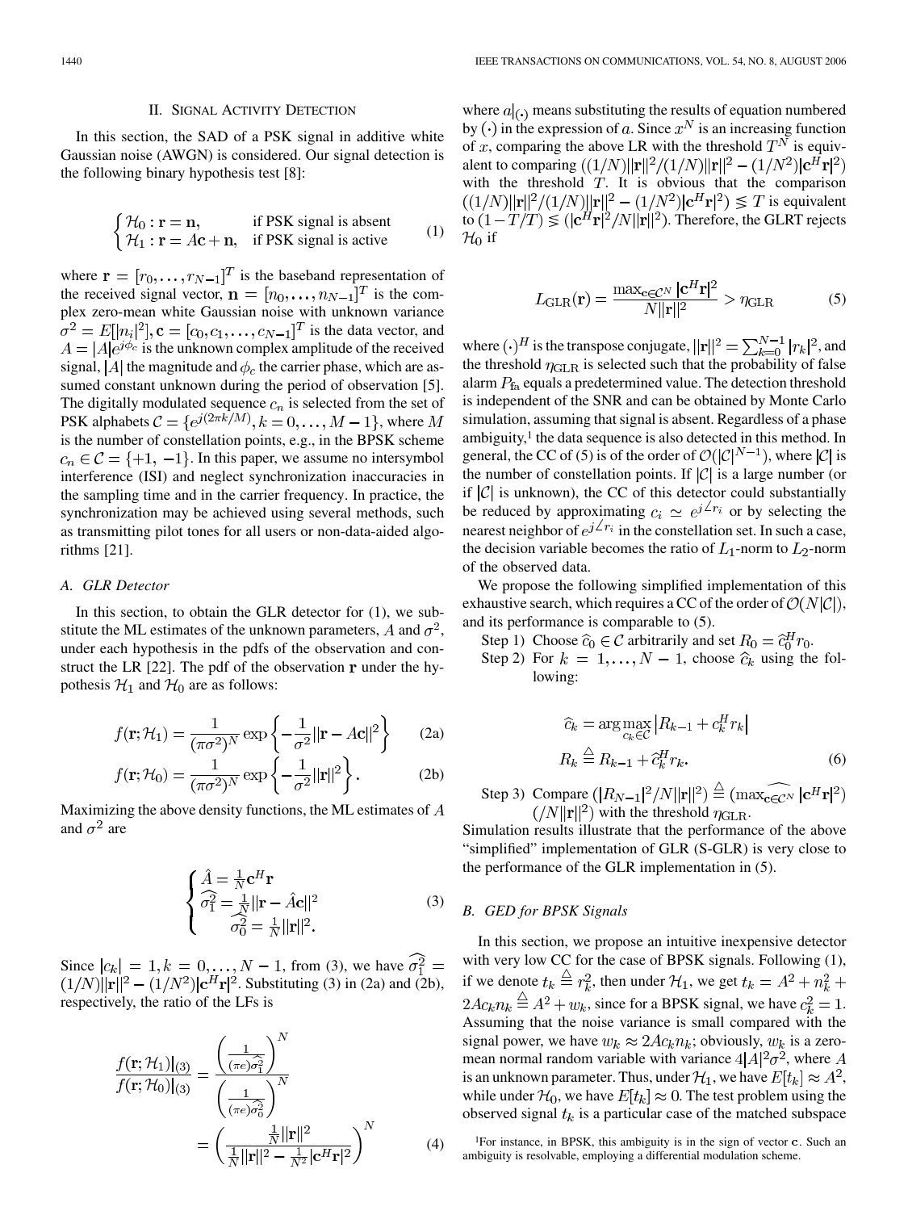## II. Signal Activity Detection

In this section, the SAD of a PSK signal in additive white Gaussian noise (AWGN) is considered. Our signal detection is the following binary hypothesis test [8]:

$$\begin{cases} \mathcal{H}_0 : \mathbf{r} = \mathbf{n}, & \text{if PSK signal is absent} \\ \mathcal{H}_1 : \mathbf{r} = A\mathbf{c} + \mathbf{n}, & \text{if PSK signal is active} \end{cases} \tag{1}$$

where $\mathbf{r} = [r_0, \ldots, r_{N-1}]^T$ is the baseband representation of the received signal vector, $\mathbf{n} = [n_0, \ldots, n_{N-1}]^T$ is the complex zero-mean white Gaussian noise with unknown variance $\sigma^2 = E[|n_i|^2]$, $\mathbf{c} = [c_0, c_1, \ldots, c_{N-1}]^T$ is the data vector, and $A = |A|e^{j\phi_c}$ is the unknown complex amplitude of the received signal, $|A|$ the magnitude and $\phi_c$ the carrier phase, which are assumed constant unknown during the period of observation [5]. The digitally modulated sequence $c_n$ is selected from the set of PSK alphabets $\mathcal{C} = \{e^{j(2\pi k/M)}, k = 0, \ldots, M-1\}$, where $M$ is the number of constellation points, e.g., in the BPSK scheme $c_n \in \mathcal{C} = \{+1, -1\}$. In this paper, we assume no intersymbol interference (ISI) and neglect synchronization inaccuracies in the sampling time and in the carrier frequency. In practice, the synchronization may be achieved using several methods, such as transmitting pilot tones for all users or non-data-aided algorithms [21].

### A. GLR Detector

In this section, to obtain the GLR detector for (1), we substitute the ML estimates of the unknown parameters, $A$ and $\sigma^2$, under each hypothesis in the pdfs of the observation and construct the LR [22]. The pdf of the observation $\mathbf{r}$ under the hypothesis $\mathcal{H}_1$ and $\mathcal{H}_0$ are as follows:

$$f(\mathbf{r}; \mathcal{H}_1) = \frac{1}{(\pi\sigma^2)^N} \exp\left\{-\frac{1}{\sigma^2}\|\mathbf{r} - A\mathbf{c}\|^2\right\} \tag{2a}$$

$$f(\mathbf{r}; \mathcal{H}_0) = \frac{1}{(\pi\sigma^2)^N} \exp\left\{-\frac{1}{\sigma^2}\|\mathbf{r}\|^2\right\}. \tag{2b}$$

Maximizing the above density functions, the ML estimates of $A$ and $\sigma^2$ are

$$\begin{cases} \hat{A} = \frac{1}{N}\mathbf{c}^H\mathbf{r} \\ \widehat{\sigma_1^2} = \frac{1}{N}\|\mathbf{r} - \hat{A}\mathbf{c}\|^2 \\ \widehat{\sigma_0^2} = \frac{1}{N}\|\mathbf{r}\|^2. \end{cases} \tag{3}$$

Since $|c_k| = 1, k = 0, \ldots, N-1$, from (3), we have $\widehat{\sigma_1^2} = (1/N)\|\mathbf{r}\|^2 - (1/N^2)|\mathbf{c}^H\mathbf{r}|^2$. Substituting (3) in (2a) and (2b), respectively, the ratio of the LFs is

$$\frac{f(\mathbf{r}; \mathcal{H}_1)|_{(3)}}{f(\mathbf{r}; \mathcal{H}_0)|_{(3)}} = \frac{\left(\frac{1}{(\pi e)\widehat{\sigma_1^2}}\right)^N}{\left(\frac{1}{(\pi e)\widehat{\sigma_0^2}}\right)^N} = \left(\frac{\frac{1}{N}\|\mathbf{r}\|^2}{\frac{1}{N}\|\mathbf{r}\|^2 - \frac{1}{N^2}|\mathbf{c}^H\mathbf{r}|^2}\right)^N \tag{4}$$

where $a|_{(\cdot)}$ means substituting the results of equation numbered by $(\cdot)$ in the expression of $a$. Since $x^N$ is an increasing function of $x$, comparing the above LR with the threshold $T^N$ is equivalent to comparing $((1/N)\|\mathbf{r}\|^2/(1/N)\|\mathbf{r}\|^2 - (1/N^2)|\mathbf{c}^H\mathbf{r}|^2)$ with the threshold $T$. It is obvious that the comparison $((1/N)\|\mathbf{r}\|^2/(1/N)\|\mathbf{r}\|^2 - (1/N^2)|\mathbf{c}^H\mathbf{r}|^2) \lessgtr T$ is equivalent to $(1 - T/T) \lessgtr (|\mathbf{c}^H\mathbf{r}|^2/N\|\mathbf{r}\|^2)$. Therefore, the GLRT rejects $\mathcal{H}_0$ if

$$L_{\text{GLR}}(\mathbf{r}) = \frac{\max_{\mathbf{c} \in \mathcal{C}^N} |\mathbf{c}^H\mathbf{r}|^2}{N\|\mathbf{r}\|^2} > \eta_{\text{GLR}} \tag{5}$$

where $(\cdot)^H$ is the transpose conjugate, $\|\mathbf{r}\|^2 = \sum_{k=0}^{N-1} |r_k|^2$, and the threshold $\eta_{\text{GLR}}$ is selected such that the probability of false alarm $P_{\text{fa}}$ equals a predetermined value. The detection threshold is independent of the SNR and can be obtained by Monte Carlo simulation, assuming that signal is absent. Regardless of a phase ambiguity,[1] the data sequence is also detected in this method. In general, the CC of (5) is of the order of $\mathcal{O}(|\mathcal{C}|^{N-1})$, where $|\mathcal{C}|$ is the number of constellation points. If $|\mathcal{C}|$ is a large number (or if $|\mathcal{C}|$ is unknown), the CC of this detector could substantially be reduced by approximating $c_i \simeq e^{j\angle r_i}$ or by selecting the nearest neighbor of $e^{j\angle r_i}$ in the constellation set. In such a case, the decision variable becomes the ratio of $L_1$-norm to $L_2$-norm of the observed data.

We propose the following simplified implementation of this exhaustive search, which requires a CC of the order of $\mathcal{O}(N|\mathcal{C}|)$, and its performance is comparable to (5).

Step 1) Choose $\hat{c}_0 \in \mathcal{C}$ arbitrarily and set $R_0 = \hat{c}_0^H r_0$.

Step 2) For $k = 1, \ldots, N-1$, choose $\hat{c}_k$ using the following:

$$\hat{c}_k = \arg\max_{c_k \in \mathcal{C}} \left|R_{k-1} + c_k^H r_k\right|$$
$$R_k \triangleq R_{k-1} + \hat{c}_k^H r_k. \tag{6}$$

Step 3) Compare $(|R_{N-1}|^2/N\|\mathbf{r}\|^2) \triangleq (\widehat{\max_{\mathbf{c} \in \mathcal{C}^N}} |\mathbf{c}^H\mathbf{r}|^2)(/N\|\mathbf{r}\|^2)$ with the threshold $\eta_{\text{GLR}}$.

Simulation results illustrate that the performance of the above "simplified" implementation of GLR (S-GLR) is very close to the performance of the GLR implementation in (5).

### B. GED for BPSK Signals

In this section, we propose an intuitive inexpensive detector with very low CC for the case of BPSK signals. Following (1), if we denote $t_k \triangleq r_k^2$, then under $\mathcal{H}_1$, we get $t_k = A^2 + n_k^2 + 2Ac_kn_k \triangleq A^2 + w_k$, since for a BPSK signal, we have $c_k^2 = 1$. Assuming that the noise variance is small compared with the signal power, we have $w_k \approx 2Ac_kn_k$; obviously, $w_k$ is a zero-mean normal random variable with variance $4|A|^2\sigma^2$, where $A$ is an unknown parameter. Thus, under $\mathcal{H}_1$, we have $E[t_k] \approx A^2$, while under $\mathcal{H}_0$, we have $E[t_k] \approx 0$. The test problem using the observed signal $t_k$ is a particular case of the matched subspace

[1] For instance, in BPSK, this ambiguity is in the sign of vector $\mathbf{c}$. Such an ambiguity is resolvable, employing a differential modulation scheme.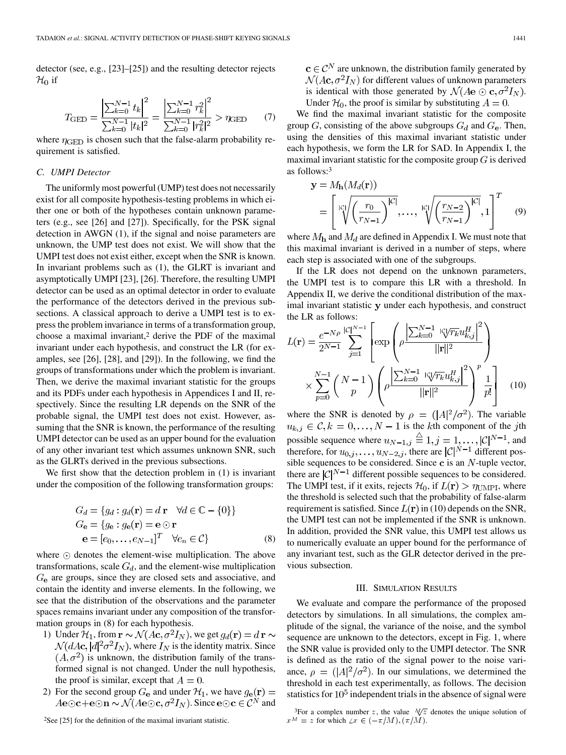detector (see, e.g., [23]–[25]) and the resulting detector rejects $\mathcal{H}_0$ if

$$T_{\text{GED}} = \frac{\left|\sum_{k=0}^{N-1} t_k\right|^2}{\sum_{k=0}^{N-1} |t_k|^2} = \frac{\left|\sum_{k=0}^{N-1} r_k^2\right|^2}{\sum_{k=0}^{N-1} |r_k^2|^2} > \eta_{\text{GED}} \tag{7}$$

where $\eta_{\text{GED}}$ is chosen such that the false-alarm probability requirement is satisfied.

### C. UMPI Detector

The uniformly most powerful (UMP) test does not necessarily exist for all composite hypothesis-testing problems in which either one or both of the hypotheses contain unknown parameters (e.g., see [26] and [27]). Specifically, for the PSK signal detection in AWGN (1), if the signal and noise parameters are unknown, the UMP test does not exist. We will show that the UMPI test does not exist either, except when the SNR is known. In invariant problems such as (1), the GLRT is invariant and asymptotically UMPI [23], [26]. Therefore, the resulting UMPI detector can be used as an optimal detector in order to evaluate the performance of the detectors derived in the previous subsections. A classical approach to derive a UMPI test is to express the problem invariance in terms of a transformation group, choose a maximal invariant,[2] derive the PDF of the maximal invariant under each hypothesis, and construct the LR (for examples, see [26], [28], and [29]). In the following, we find the groups of transformations under which the problem is invariant. Then, we derive the maximal invariant statistic for the groups and its PDFs under each hypothesis in Appendices I and II, respectively. Since the resulting LR depends on the SNR of the probable signal, the UMPI test does not exist. However, assuming that the SNR is known, the performance of the resulting UMPI detector can be used as an upper bound for the evaluation of any other invariant test which assumes unknown SNR, such as the GLRTs derived in the previous subsections.

We first show that the detection problem in (1) is invariant under the composition of the following transformation groups:

$$\begin{aligned} G_d &= \{g_d : g_d(\mathbf{r}) = d\,\mathbf{r} \quad \forall d \in \mathbb{C} - \{0\}\} \\ G_{\mathbf{e}} &= \{g_{\mathbf{e}} : g_{\mathbf{e}}(\mathbf{r}) = \mathbf{e} \odot \mathbf{r} \\ \mathbf{e} &= [e_0, \ldots, e_{N-1}]^T \quad \forall e_n \in \mathcal{C}\} \end{aligned} \tag{8}$$

where $\odot$ denotes the element-wise multiplication. The above transformations, scale $G_d$, and the element-wise multiplication $G_{\mathbf{e}}$ are groups, since they are closed sets and associative, and contain the identity and inverse elements. In the following, we see that the distribution of the observations and the parameter spaces remains invariant under any composition of the transformation groups in (8) for each hypothesis.

1) Under $\mathcal{H}_1$, from $\mathbf{r} \sim \mathcal{N}(A\mathbf{c}, \sigma^2 I_N)$, we get $g_d(\mathbf{r}) = d\,\mathbf{r} \sim \mathcal{N}(dA\mathbf{c}, |d|^2\sigma^2 I_N)$, where $I_N$ is the identity matrix. Since $(A, \sigma^2)$ is unknown, the distribution family of the transformed signal is not changed. Under the null hypothesis, the proof is similar, except that $A = 0$.
2) For the second group $G_{\mathbf{e}}$ and under $\mathcal{H}_1$, we have $g_{\mathbf{e}}(\mathbf{r}) = A\mathbf{e}\odot\mathbf{c} + \mathbf{e}\odot\mathbf{n} \sim \mathcal{N}(A\mathbf{e}\odot\mathbf{c}, \sigma^2 I_N)$. Since $\mathbf{e}\odot\mathbf{c} \in \mathcal{C}^N$ and $\mathbf{c} \in \mathcal{C}^N$ are unknown, the distribution family generated by $\mathcal{N}(A\mathbf{c}, \sigma^2 I_N)$ for different values of unknown parameters is identical with those generated by $\mathcal{N}(A\mathbf{e}\odot\mathbf{c}, \sigma^2 I_N)$. Under $\mathcal{H}_0$, the proof is similar by substituting $A = 0$.

We find the maximal invariant statistic for the composite group $G$, consisting of the above subgroups $G_d$ and $G_{\mathbf{e}}$. Then, using the densities of this maximal invariant statistic under each hypothesis, we form the LR for SAD. In Appendix I, the maximal invariant statistic for the composite group $G$ is derived as follows:[3]

$$\mathbf{y} = M_{\mathbf{h}}(M_d(\mathbf{r})) = \left[\sqrt[|\mathcal{C}|]{\left(\frac{r_0}{r_{N-1}}\right)^{|\mathcal{C}|}}, \ldots, \sqrt[|\mathcal{C}|]{\left(\frac{r_{N-2}}{r_{N-1}}\right)^{|\mathcal{C}|}}, 1\right]^T \tag{9}$$

where $M_{\mathbf{h}}$ and $M_d$ are defined in Appendix I. We must note that this maximal invariant is derived in a number of steps, where each step is associated with one of the subgroups.

If the LR does not depend on the unknown parameters, the UMPI test is to compare this LR with a threshold. In Appendix II, we derive the conditional distribution of the maximal invariant statistic $\mathbf{y}$ under each hypothesis, and construct the LR as follows:

$$L(\mathbf{r}) = \frac{e^{-N\rho}}{2^{N-1}} \sum_{j=1}^{|\mathcal{C}|^{N-1}} \left[\exp\left(\rho \frac{\left|\sum_{k=0}^{N-1} \sqrt[|\mathcal{C}|]{r_k} u_{k,j}^H\right|^2}{\|\mathbf{r}\|^2}\right) \times \sum_{p=0}^{N-1} \binom{N-1}{p} \left(\rho \frac{\left|\sum_{k=0}^{N-1} \sqrt[|\mathcal{C}|]{r_k} u_{k,j}^H\right|^2}{\|\mathbf{r}\|^2}\right)^p \frac{1}{p!}\right] \tag{10}$$

where the SNR is denoted by $\rho = (|A|^2/\sigma^2)$. The variable $u_{k,j} \in \mathcal{C}, k = 0, \ldots, N-1$ is the $k$th component of the $j$th possible sequence where $u_{N-1,j} \triangleq 1, j = 1, \ldots, |\mathcal{C}|^{N-1}$, and therefore, for $u_{0,j}, \ldots, u_{N-2,j}$, there are $|\mathcal{C}|^{N-1}$ different possible sequences to be considered. Since $\mathbf{c}$ is an $N$-tuple vector, there are $|\mathcal{C}|^{N-1}$ different possible sequences to be considered. The UMPI test, if it exits, rejects $\mathcal{H}_0$, if $L(\mathbf{r}) > \eta_{\text{UMPI}}$, where the threshold is selected such that the probability of false-alarm requirement is satisfied. Since $L(\mathbf{r})$ in (10) depends on the SNR, the UMPI test can not be implemented if the SNR is unknown. In addition, provided the SNR value, this UMPI test allows us to numerically evaluate an upper bound for the performance of any invariant test, such as the GLR detector derived in the previous subsection.

## III. Simulation Results

We evaluate and compare the performance of the proposed detectors by simulations. In all simulations, the complex amplitude of the signal, the variance of the noise, and the symbol sequence are unknown to the detectors, except in Fig. 1, where the SNR value is provided only to the UMPI detector. The SNR is defined as the ratio of the signal power to the noise variance, $\rho = (|A|^2/\sigma^2)$. In our simulations, we determined the threshold in each test experimentally, as follows. The decision statistics for $10^5$ independent trials in the absence of signal were

[2] See [25] for the definition of the maximal invariant statistic.

[3] For a complex number $z$, the value $\sqrt[M]{z}$ denotes the unique solution of $x^M = z$ for which $\angle x \in (-\pi/M), (\pi/M)$.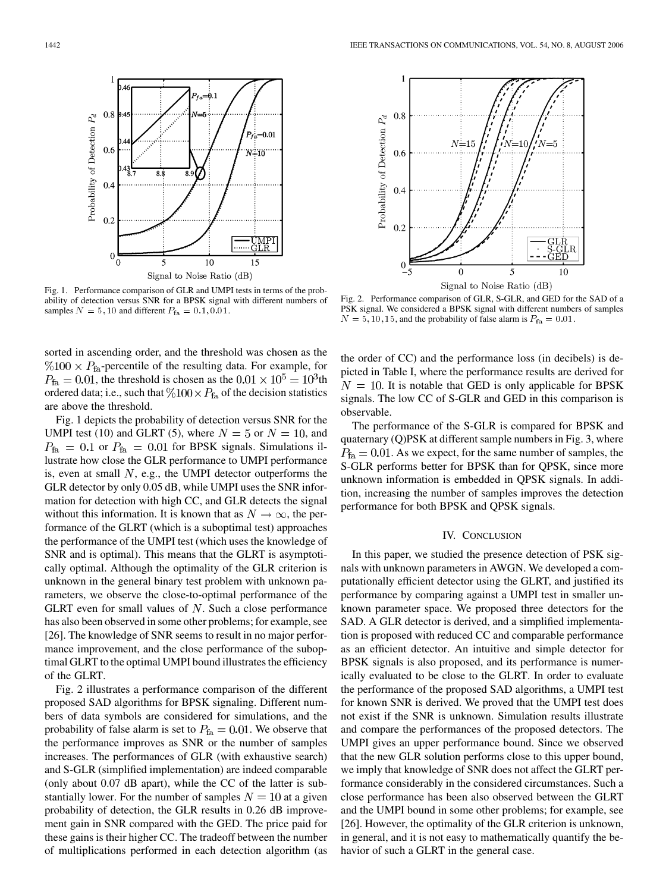Fig. 1. Performance comparison of GLR and UMPI tests in terms of the probability of detection versus SNR for a BPSK signal with different numbers of samples $N = 5, 10$ and different $P_{\rm fa} = 0.1, 0.01$.

Fig. 2. Performance comparison of GLR, S-GLR, and GED for the SAD of a PSK signal. We considered a BPSK signal with different numbers of samples $N = 5, 10, 15$, and the probability of false alarm is $P_{\rm fa} = 0.01$.

sorted in ascending order, and the threshold was chosen as the $\%100 \times P_{\rm fa}$-percentile of the resulting data. For example, for $P_{\rm fa} = 0.01$, the threshold is chosen as the $0.01 \times 10^5 = 10^3$th ordered data; i.e., such that $\%100 \times P_{\rm fa}$ of the decision statistics are above the threshold.

Fig. 1 depicts the probability of detection versus SNR for the UMPI test (10) and GLRT (5), where $N = 5$ or $N = 10$, and $P_{\rm fa} = 0.1$ or $P_{\rm fa} = 0.01$ for BPSK signals. Simulations illustrate how close the GLR performance to UMPI performance is, even at small $N$, e.g., the UMPI detector outperforms the GLR detector by only 0.05 dB, while UMPI uses the SNR information for detection with high CC, and GLR detects the signal without this information. It is known that as $N \rightarrow \infty$, the performance of the GLRT (which is a suboptimal test) approaches the performance of the UMPI test (which uses the knowledge of SNR and is optimal). This means that the GLRT is asymptotically optimal. Although the optimality of the GLR criterion is unknown in the general binary test problem with unknown parameters, we observe the close-to-optimal performance of the GLRT even for small values of $N$. Such a close performance has also been observed in some other problems; for example, see [26]. The knowledge of SNR seems to result in no major performance improvement, and the close performance of the suboptimal GLRT to the optimal UMPI bound illustrates the efficiency of the GLRT.

Fig. 2 illustrates a performance comparison of the different proposed SAD algorithms for BPSK signaling. Different numbers of data symbols are considered for simulations, and the probability of false alarm is set to $P_{\rm fa} = 0.01$. We observe that the performance improves as SNR or the number of samples increases. The performances of GLR (with exhaustive search) and S-GLR (simplified implementation) are indeed comparable (only about 0.07 dB apart), while the CC of the latter is substantially lower. For the number of samples $N = 10$ at a given probability of detection, the GLR results in 0.26 dB improvement gain in SNR compared with the GED. The price paid for these gains is their higher CC. The tradeoff between the number of multiplications performed in each detection algorithm (as the order of CC) and the performance loss (in decibels) is depicted in Table I, where the performance results are derived for $N = 10$. It is notable that GED is only applicable for BPSK signals. The low CC of S-GLR and GED in this comparison is observable.

The performance of the S-GLR is compared for BPSK and quaternary (Q)PSK at different sample numbers in Fig. 3, where $P_{\rm fa} = 0.01$. As we expect, for the same number of samples, the S-GLR performs better for BPSK than for QPSK, since more unknown information is embedded in QPSK signals. In addition, increasing the number of samples improves the detection performance for both BPSK and QPSK signals.

## IV. Conclusion

In this paper, we studied the presence detection of PSK signals with unknown parameters in AWGN. We developed a computationally efficient detector using the GLRT, and justified its performance by comparing against a UMPI test in smaller unknown parameter space. We proposed three detectors for the SAD. A GLR detector is derived, and a simplified implementation is proposed with reduced CC and comparable performance as an efficient detector. An intuitive and simple detector for BPSK signals is also proposed, and its performance is numerically evaluated to be close to the GLRT. In order to evaluate the performance of the proposed SAD algorithms, a UMPI test for known SNR is derived. We proved that the UMPI test does not exist if the SNR is unknown. Simulation results illustrate and compare the performances of the proposed detectors. The UMPI gives an upper performance bound. Since we observed that the new GLR solution performs close to this upper bound, we imply that knowledge of SNR does not affect the GLRT performance considerably in the considered circumstances. Such a close performance has been also observed between the GLRT and the UMPI bound in some other problems; for example, see [26]. However, the optimality of the GLR criterion is unknown, in general, and it is not easy to mathematically quantify the behavior of such a GLRT in the general case.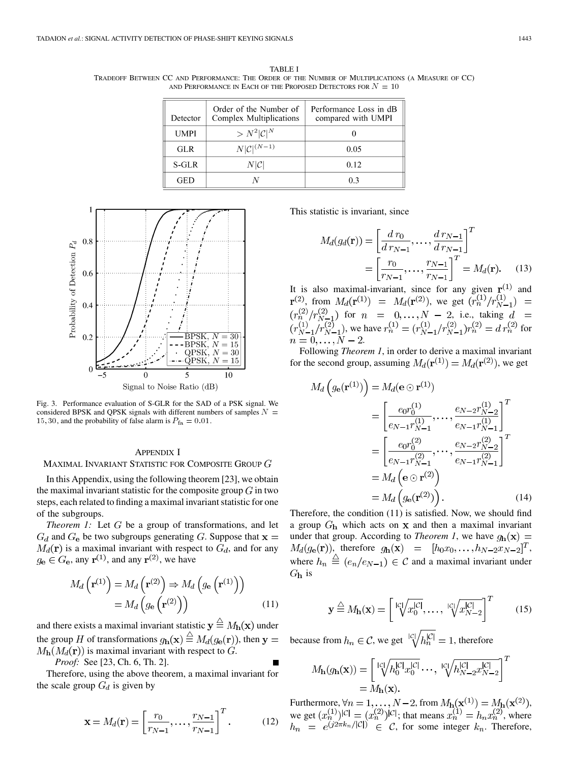TABLE I
TRADEOFF BETWEEN CC AND PERFORMANCE: THE ORDER OF THE NUMBER OF MULTIPLICATIONS (A MEASURE OF CC) AND PERFORMANCE IN EACH OF THE PROPOSED DETECTORS FOR $N = 10$

| Detector | Order of the Number of Complex Multiplications | Performance Loss in dB compared with UMPI |
|---|---|---|
| UMPI | $> N^2 \vert\mathcal{C}\vert^N$ | 0 |
| GLR | $N\vert\mathcal{C}\vert^{(N-1)}$ | 0.05 |
| S-GLR | $N\vert\mathcal{C}\vert$ | 0.12 |
| GED | $N$ | 0.3 |

Fig. 3. Performance evaluation of S-GLR for the SAD of a PSK signal. We considered BPSK and QPSK signals with different numbers of samples $N = 15, 30$, and the probability of false alarm is $P_{\text{fa}} = 0.01$.

## APPENDIX I
## MAXIMAL INVARIANT STATISTIC FOR COMPOSITE GROUP $G$

In this Appendix, using the following theorem [23], we obtain the maximal invariant statistic for the composite group $G$ in two steps, each related to finding a maximal invariant statistic for one of the subgroups.

*Theorem 1:* Let $G$ be a group of transformations, and let $G_d$ and $G_{\mathbf{e}}$ be two subgroups generating $G$. Suppose that $\mathbf{x} = M_d(\mathbf{r})$ is a maximal invariant with respect to $G_d$, and for any $g_{\mathbf{e}} \in G_{\mathbf{e}}$, any $\mathbf{r}^{(1)}$, and any $\mathbf{r}^{(2)}$, we have

$$M_d\left(\mathbf{r}^{(1)}\right) = M_d\left(\mathbf{r}^{(2)}\right) \Rightarrow M_d\left(g_{\mathbf{e}}\left(\mathbf{r}^{(1)}\right)\right) = M_d\left(g_{\mathbf{e}}\left(\mathbf{r}^{(2)}\right)\right) \tag{11}$$

and there exists a maximal invariant statistic $\mathbf{y} \triangleq M_{\mathbf{h}}(\mathbf{x})$ under the group $H$ of transformations $g_{\mathbf{h}}(\mathbf{x}) \triangleq M_d(g_{\mathbf{e}}(\mathbf{r}))$, then $\mathbf{y} = M_{\mathbf{h}}(M_d(\mathbf{r}))$ is maximal invariant with respect to $G$.

*Proof:* See [23, Ch. 6, Th. 2]. ∎

Therefore, using the above theorem, a maximal invariant for the scale group $G_d$ is given by

$$\mathbf{x} = M_d(\mathbf{r}) = \left[\frac{r_0}{r_{N-1}}, \ldots, \frac{r_{N-1}}{r_{N-1}}\right]^T. \tag{12}$$

This statistic is invariant, since

$$M_d(g_d(\mathbf{r})) = \left[\frac{d\,r_0}{d\,r_{N-1}}, \ldots, \frac{d\,r_{N-1}}{d\,r_{N-1}}\right]^T = \left[\frac{r_0}{r_{N-1}}, \ldots, \frac{r_{N-1}}{r_{N-1}}\right]^T = M_d(\mathbf{r}). \tag{13}$$

It is also maximal-invariant, since for any given $\mathbf{r}^{(1)}$ and $\mathbf{r}^{(2)}$, from $M_d(\mathbf{r}^{(1)}) = M_d(\mathbf{r}^{(2)})$, we get $(r_n^{(1)}/r_{N-1}^{(1)}) = (r_n^{(2)}/r_{N-1}^{(2)})$ for $n = 0, \ldots, N-2$, i.e., taking $d = (r_{N-1}^{(1)}/r_{N-1}^{(2)})$, we have $r_n^{(1)} = (r_{N-1}^{(1)}/r_{N-1}^{(2)})r_n^{(2)} = d\,r_n^{(2)}$ for $n = 0, \ldots, N-2$.

Following *Theorem 1*, in order to derive a maximal invariant for the second group, assuming $M_d(\mathbf{r}^{(1)}) = M_d(\mathbf{r}^{(2)})$, we get

$$\begin{aligned} M_d\left(g_{\mathbf{e}}(\mathbf{r}^{(1)})\right) &= M_d(\mathbf{e} \odot \mathbf{r}^{(1)}) \\ &= \left[\frac{e_0 r_0^{(1)}}{e_{N-1} r_{N-1}^{(1)}}, \ldots, \frac{e_{N-2} r_{N-2}^{(1)}}{e_{N-1} r_{N-1}^{(1)}}\right]^T \\ &= \left[\frac{e_0 r_0^{(2)}}{e_{N-1} r_{N-1}^{(2)}}, \ldots, \frac{e_{N-2} r_{N-2}^{(2)}}{e_{N-1} r_{N-1}^{(2)}}\right]^T \\ &= M_d\left(\mathbf{e} \odot \mathbf{r}^{(2)}\right) \\ &= M_d\left(g_{\mathbf{e}}(\mathbf{r}^{(2)})\right). \end{aligned} \tag{14}$$

Therefore, the condition (11) is satisfied. Now, we should find a group $G_{\mathbf{h}}$ which acts on $\mathbf{x}$ and then a maximal invariant under that group. According to *Theorem 1*, we have $g_{\mathbf{h}}(\mathbf{x}) = M_d(g_{\mathbf{e}}(\mathbf{r}))$, therefore $g_{\mathbf{h}}(\mathbf{x}) = [h_0 x_0, \ldots, h_{N-2} x_{N-2}]^T$, where $h_n \triangleq (e_n/e_{N-1}) \in \mathcal{C}$ and a maximal invariant under $G_{\mathbf{h}}$ is

$$\mathbf{y} \triangleq M_{\mathbf{h}}(\mathbf{x}) = \left[\sqrt[|\mathcal{C}|]{x_0^{|\mathcal{C}|}}, \ldots, \sqrt[|\mathcal{C}|]{x_{N-2}^{|\mathcal{C}|}}\right]^T \tag{15}$$

because from $h_n \in \mathcal{C}$, we get $\sqrt[|\mathcal{C}|]{h_n^{|\mathcal{C}|}} = 1$, therefore

$$M_{\mathbf{h}}(g_{\mathbf{h}}(\mathbf{x})) = \left[\sqrt[|\mathcal{C}|]{h_0^{|\mathcal{C}|} x_0^{|\mathcal{C}|}} \ldots, \sqrt[|\mathcal{C}|]{h_{N-2}^{|\mathcal{C}|} x_{N-2}^{|\mathcal{C}|}}\right]^T = M_{\mathbf{h}}(\mathbf{x}).$$

Furthermore, $\forall n = 1, \ldots, N-2$, from $M_{\mathbf{h}}(\mathbf{x}^{(1)}) = M_{\mathbf{h}}(\mathbf{x}^{(2)})$, we get $(x_n^{(1)})^{|\mathcal{C}|} = (x_n^{(2)})^{|\mathcal{C}|}$; that means $x_n^{(1)} = h_n x_n^{(2)}$, where $h_n = e^{(j2\pi k_n/|\mathcal{C}|)} \in \mathcal{C}$, for some integer $k_n$. Therefore,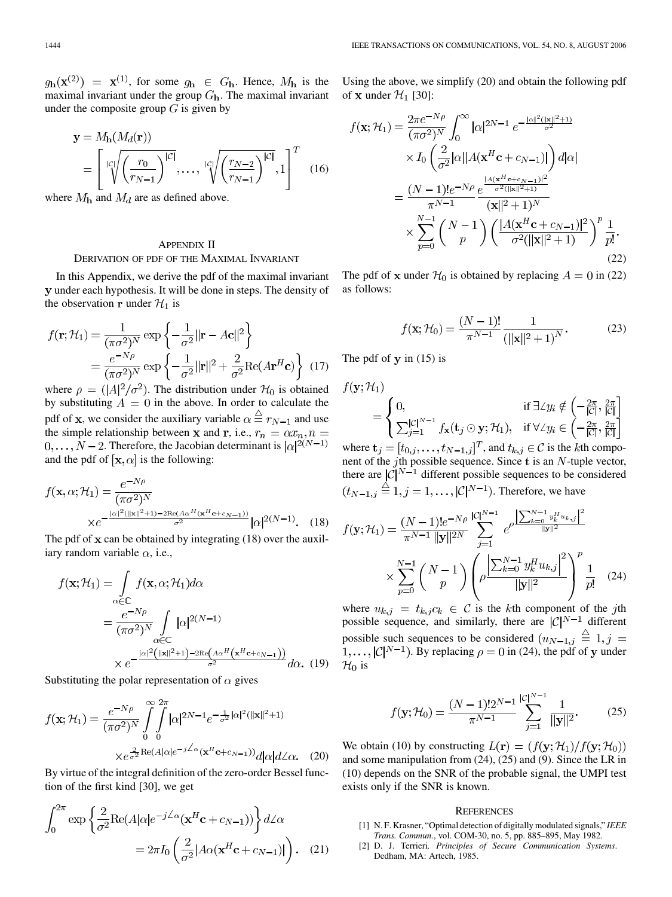$g_{\mathbf{h}}(\mathbf{x}^{(2)}) = \mathbf{x}^{(1)}$, for some $g_{\mathbf{h}} \in G_{\mathbf{h}}$. Hence, $M_{\mathbf{h}}$ is the maximal invariant under the group $G_{\mathbf{h}}$. The maximal invariant under the composite group $G$ is given by

$$\mathbf{y} = M_{\mathbf{h}}(M_d(\mathbf{r})) = \left[ \sqrt[|\mathcal{C}|]{\left(\frac{r_0}{r_{N-1}}\right)^{|\mathcal{C}|}}, \ldots, \sqrt[|\mathcal{C}|]{\left(\frac{r_{N-2}}{r_{N-1}}\right)^{|\mathcal{C}|}}, 1 \right]^T \quad (16)$$

where $M_{\mathbf{h}}$ and $M_d$ are as defined above.

## Appendix II
## Derivation of PDF of the Maximal Invariant

In this Appendix, we derive the pdf of the maximal invariant $\mathbf{y}$ under each hypothesis. It will be done in steps. The density of the observation $\mathbf{r}$ under $\mathcal{H}_1$ is

$$\begin{aligned} f(\mathbf{r}; \mathcal{H}_1) &= \frac{1}{(\pi\sigma^2)^N} \exp\left\{ -\frac{1}{\sigma^2} \|\mathbf{r} - A\mathbf{c}\|^2 \right\} \\ &= \frac{e^{-N\rho}}{(\pi\sigma^2)^N} \exp\left\{ -\frac{1}{\sigma^2}\|\mathbf{r}\|^2 + \frac{2}{\sigma^2}\mathrm{Re}(A\mathbf{r}^H\mathbf{c}) \right\} \quad (17) \end{aligned}$$

where $\rho = (|A|^2/\sigma^2)$. The distribution under $\mathcal{H}_0$ is obtained by substituting $A = 0$ in the above. In order to calculate the pdf of $\mathbf{x}$, we consider the auxiliary variable $\alpha \triangleq r_{N-1}$ and use the simple relationship between $\mathbf{x}$ and $\mathbf{r}$, i.e., $r_n = \alpha x_n, n = 0, \ldots, N-2$. Therefore, the Jacobian determinant is $|\alpha|^{2(N-1)}$ and the pdf of $[\mathbf{x}, \alpha]$ is the following:

$$f(\mathbf{x}, \alpha; \mathcal{H}_1) = \frac{e^{-N\rho}}{(\pi\sigma^2)^N} \times e^{-\frac{|\alpha|^2(\|\mathbf{x}\|^2+1) - 2\mathrm{Re}(A\alpha^H(\mathbf{x}^H\mathbf{c}+c_{N-1}))}{\sigma^2}} |\alpha|^{2(N-1)}. \quad (18)$$

The pdf of $\mathbf{x}$ can be obtained by integrating (18) over the auxiliary random variable $\alpha$, i.e.,

$$\begin{aligned} f(\mathbf{x}; \mathcal{H}_1) &= \int_{\alpha \in \mathbb{C}} f(\mathbf{x}, \alpha; \mathcal{H}_1) d\alpha \\ &= \frac{e^{-N\rho}}{(\pi\sigma^2)^N} \int_{\alpha \in \mathbb{C}} |\alpha|^{2(N-1)} \times e^{-\frac{|\alpha|^2(\|\mathbf{x}\|^2+1) - 2\mathrm{Re}(A\alpha^H(\mathbf{x}^H\mathbf{c}+c_{N-1}))}{\sigma^2}} d\alpha. \quad (19) \end{aligned}$$

Substituting the polar representation of $\alpha$ gives

$$f(\mathbf{x}; \mathcal{H}_1) = \frac{e^{-N\rho}}{(\pi\sigma^2)^N} \int_0^\infty \int_0^{2\pi} |\alpha|^{2N-1} e^{-\frac{1}{\sigma^2}|\alpha|^2(\|\mathbf{x}\|^2+1)} \times e^{\frac{2}{\sigma^2}\mathrm{Re}(A|\alpha|e^{-j\angle\alpha}(\mathbf{x}^H\mathbf{c}+c_{N-1}))} d|\alpha| d\angle\alpha. \quad (20)$$

By virtue of the integral definition of the zero-order Bessel function of the first kind [30], we get

$$\int_0^{2\pi} \exp\left\{ \frac{2}{\sigma^2}\mathrm{Re}(A|\alpha|e^{-j\angle\alpha}(\mathbf{x}^H\mathbf{c}+c_{N-1})) \right\} d\angle\alpha = 2\pi I_0\left( \frac{2}{\sigma^2}|A\alpha(\mathbf{x}^H\mathbf{c}+c_{N-1})| \right). \quad (21)$$

Using the above, we simplify (20) and obtain the following pdf of $\mathbf{x}$ under $\mathcal{H}_1$ [30]:

$$\begin{aligned} f(\mathbf{x}; \mathcal{H}_1) &= \frac{2\pi e^{-N\rho}}{(\pi\sigma^2)^N} \int_0^\infty |\alpha|^{2N-1} e^{-\frac{|\alpha|^2(\|\mathbf{x}\|^2+1)}{\sigma^2}} \times I_0\left( \frac{2}{\sigma^2}|\alpha||A(\mathbf{x}^H\mathbf{c}+c_{N-1})| \right) d|\alpha| \\ &= \frac{(N-1)! e^{-N\rho}}{\pi^{N-1}} \frac{e^{\frac{|A(\mathbf{x}^H\mathbf{c}+c_{N-1})|^2}{\sigma^2(\|\mathbf{x}\|^2+1)}}}{(\|\mathbf{x}\|^2+1)^N} \times \sum_{p=0}^{N-1} \binom{N-1}{p} \left( \frac{|A(\mathbf{x}^H\mathbf{c}+c_{N-1})|^2}{\sigma^2(\|\mathbf{x}\|^2+1)} \right)^p \frac{1}{p!}. \end{aligned} \quad (22)$$

The pdf of $\mathbf{x}$ under $\mathcal{H}_0$ is obtained by replacing $A = 0$ in (22) as follows:

$$f(\mathbf{x}; \mathcal{H}_0) = \frac{(N-1)!}{\pi^{N-1}} \frac{1}{(\|\mathbf{x}\|^2+1)^N}. \quad (23)$$

The pdf of $\mathbf{y}$ in (15) is

$$f(\mathbf{y}; \mathcal{H}_1) = \begin{cases} 0, & \text{if } \exists \angle y_i \notin \left(-\frac{2\pi}{|\mathcal{C}|}, \frac{2\pi}{|\mathcal{C}|}\right] \\ \sum_{j=1}^{|\mathcal{C}|^{N-1}} f_{\mathbf{x}}(\mathbf{t}_j \odot \mathbf{y}; \mathcal{H}_1), & \text{if } \forall \angle y_i \in \left(-\frac{2\pi}{|\mathcal{C}|}, \frac{2\pi}{|\mathcal{C}|}\right] \end{cases}$$

where $\mathbf{t}_j = [t_{0,j}, \ldots, t_{N-1,j}]^T$, and $t_{k,j} \in \mathcal{C}$ is the $k$th component of the $j$th possible sequence. Since $\mathbf{t}$ is an $N$-tuple vector, there are $|\mathcal{C}|^{N-1}$ different possible sequences to be considered ($t_{N-1,j} \triangleq 1, j = 1, \ldots, |\mathcal{C}|^{N-1}$). Therefore, we have

$$f(\mathbf{y}; \mathcal{H}_1) = \frac{(N-1)! e^{-N\rho}}{\pi^{N-1}\|\mathbf{y}\|^{2N}} \sum_{j=1}^{|\mathcal{C}|^{N-1}} e^{\rho\frac{\left|\sum_{k=0}^{N-1} y_k^H u_{k,j}\right|^2}{\|\mathbf{y}\|^2}} \times \sum_{p=0}^{N-1} \binom{N-1}{p} \left( \rho\frac{\left|\sum_{k=0}^{N-1} y_k^H u_{k,j}\right|^2}{\|\mathbf{y}\|^2} \right)^p \frac{1}{p!} \quad (24)$$

where $u_{k,j} = t_{k,j}c_k \in \mathcal{C}$ is the $k$th component of the $j$th possible sequence, and similarly, there are $|\mathcal{C}|^{N-1}$ different possible such sequences to be considered ($u_{N-1,j} \triangleq 1, j = 1, \ldots, |\mathcal{C}|^{N-1}$). By replacing $\rho = 0$ in (24), the pdf of $\mathbf{y}$ under $\mathcal{H}_0$ is

$$f(\mathbf{y}; \mathcal{H}_0) = \frac{(N-1)! 2^{N-1}}{\pi^{N-1}} \sum_{j=1}^{|\mathcal{C}|^{N-1}} \frac{1}{\|\mathbf{y}\|^2}. \quad (25)$$

We obtain (10) by constructing $L(\mathbf{r}) = (f(\mathbf{y}; \mathcal{H}_1)/f(\mathbf{y}; \mathcal{H}_0))$ and some manipulation from (24), (25) and (9). Since the LR in (10) depends on the SNR of the probable signal, the UMPI test exists only if the SNR is known.

## References

[1] N. F. Krasner, "Optimal detection of digitally modulated signals," *IEEE Trans. Commun.*, vol. COM-30, no. 5, pp. 885–895, May 1982.

[2] D. J. Terrieri, *Principles of Secure Communication Systems*. Dedham, MA: Artech, 1985.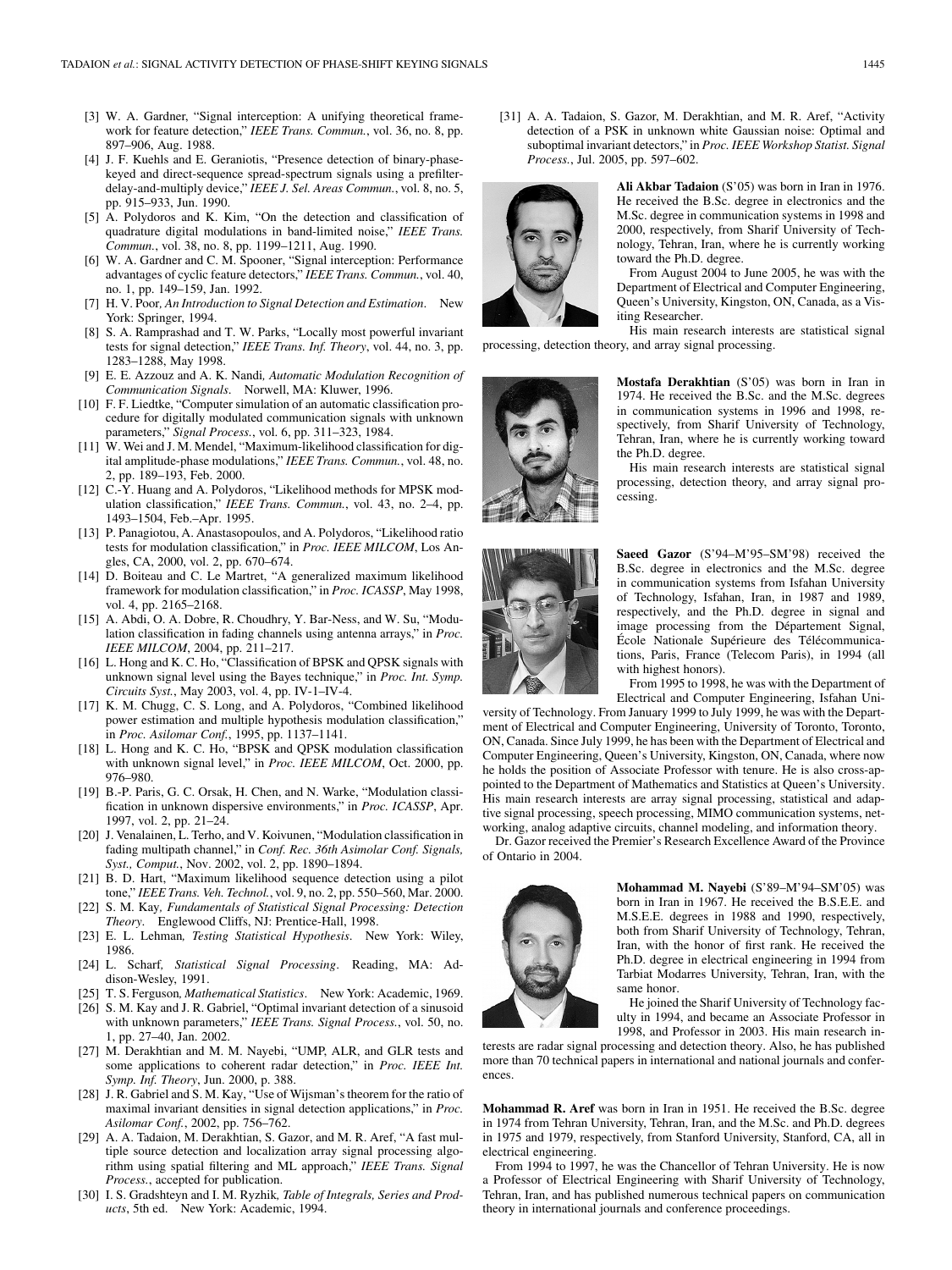[3] W. A. Gardner, "Signal interception: A unifying theoretical framework for feature detection," *IEEE Trans. Commun.*, vol. 36, no. 8, pp. 897–906, Aug. 1988.

[4] J. F. Kuehls and E. Geraniotis, "Presence detection of binary-phase-keyed and direct-sequence spread-spectrum signals using a prefilter-delay-and-multiply device," *IEEE J. Sel. Areas Commun.*, vol. 8, no. 5, pp. 915–933, Jun. 1990.

[5] A. Polydoros and K. Kim, "On the detection and classification of quadrature digital modulations in band-limited noise," *IEEE Trans. Commun.*, vol. 38, no. 8, pp. 1199–1211, Aug. 1990.

[6] W. A. Gardner and C. M. Spooner, "Signal interception: Performance advantages of cyclic feature detectors," *IEEE Trans. Commun.*, vol. 40, no. 1, pp. 149–159, Jan. 1992.

[7] H. V. Poor, *An Introduction to Signal Detection and Estimation*. New York: Springer, 1994.

[8] S. A. Ramprashad and T. W. Parks, "Locally most powerful invariant tests for signal detection," *IEEE Trans. Inf. Theory*, vol. 44, no. 3, pp. 1283–1288, May 1998.

[9] E. E. Azzouz and A. K. Nandi, *Automatic Modulation Recognition of Communication Signals*. Norwell, MA: Kluwer, 1996.

[10] F. F. Liedtke, "Computer simulation of an automatic classification procedure for digitally modulated communication signals with unknown parameters," *Signal Process.*, vol. 6, pp. 311–323, 1984.

[11] W. Wei and J. M. Mendel, "Maximum-likelihood classification for digital amplitude-phase modulations," *IEEE Trans. Commun.*, vol. 48, no. 2, pp. 189–193, Feb. 2000.

[12] C.-Y. Huang and A. Polydoros, "Likelihood methods for MPSK modulation classification," *IEEE Trans. Commun.*, vol. 43, no. 2–4, pp. 1493–1504, Feb.–Apr. 1995.

[13] P. Panagiotou, A. Anastasopoulos, and A. Polydoros, "Likelihood ratio tests for modulation classification," in *Proc. IEEE MILCOM*, Los Angeles, CA, 2000, vol. 2, pp. 670–674.

[14] D. Boiteau and C. Le Martret, "A generalized maximum likelihood framework for modulation classification," in *Proc. ICASSP*, May 1998, vol. 4, pp. 2165–2168.

[15] A. Abdi, O. A. Dobre, R. Choudhry, Y. Bar-Ness, and W. Su, "Modulation classification in fading channels using antenna arrays," in *Proc. IEEE MILCOM*, 2004, pp. 211–217.

[16] L. Hong and K. C. Ho, "Classification of BPSK and QPSK signals with unknown signal level using the Bayes technique," in *Proc. Int. Symp. Circuits Syst.*, May 2003, vol. 4, pp. IV-1–IV-4.

[17] K. M. Chugg, C. S. Long, and A. Polydoros, "Combined likelihood power estimation and multiple hypothesis modulation classification," in *Proc. Asilomar Conf.*, 1995, pp. 1137–1141.

[18] L. Hong and K. C. Ho, "BPSK and QPSK modulation classification with unknown signal level," in *Proc. IEEE MILCOM*, Oct. 2000, pp. 976–980.

[19] B.-P. Paris, G. C. Orsak, H. Chen, and N. Warke, "Modulation classification in unknown dispersive environments," in *Proc. ICASSP*, Apr. 1997, vol. 2, pp. 21–24.

[20] J. Venalainen, L. Terho, and V. Koivunen, "Modulation classification in fading multipath channel," in *Conf. Rec. 36th Asimolar Conf. Signals, Syst., Comput.*, Nov. 2002, vol. 2, pp. 1890–1894.

[21] B. D. Hart, "Maximum likelihood sequence detection using a pilot tone," *IEEE Trans. Veh. Technol.*, vol. 9, no. 2, pp. 550–560, Mar. 2000.

[22] S. M. Kay, *Fundamentals of Statistical Signal Processing: Detection Theory*. Englewood Cliffs, NJ: Prentice-Hall, 1998.

[23] E. L. Lehman, *Testing Statistical Hypothesis*. New York: Wiley, 1986.

[24] L. Scharf, *Statistical Signal Processing*. Reading, MA: Addison-Wesley, 1991.

[25] T. S. Ferguson, *Mathematical Statistics*. New York: Academic, 1969.

[26] S. M. Kay and J. R. Gabriel, "Optimal invariant detection of a sinusoid with unknown parameters," *IEEE Trans. Signal Process.*, vol. 50, no. 1, pp. 27–40, Jan. 2002.

[27] M. Derakhtian and M. M. Nayebi, "UMP, ALR, and GLR tests and some applications to coherent radar detection," in *Proc. IEEE Int. Symp. Inf. Theory*, Jun. 2000, p. 388.

[28] J. R. Gabriel and S. M. Kay, "Use of Wijsman's theorem for the ratio of maximal invariant densities in signal detection applications," in *Proc. Asilomar Conf.*, 2002, pp. 756–762.

[29] A. A. Tadaion, M. Derakhtian, S. Gazor, and M. R. Aref, "A fast multiple source detection and localization array signal processing algorithm using spatial filtering and ML approach," *IEEE Trans. Signal Process.*, accepted for publication.

[30] I. S. Gradshteyn and I. M. Ryzhik, *Table of Integrals, Series and Products*, 5th ed. New York: Academic, 1994.

[31] A. A. Tadaion, S. Gazor, M. Derakhtian, and M. R. Aref, "Activity detection of a PSK in unknown white Gaussian noise: Optimal and suboptimal invariant detectors," in *Proc. IEEE Workshop Statist. Signal Process.*, Jul. 2005, pp. 597–602.

**Ali Akbar Tadaion** (S'05) was born in Iran in 1976. He received the B.Sc. degree in electronics and the M.Sc. degree in communication systems in 1998 and 2000, respectively, from Sharif University of Technology, Tehran, Iran, where he is currently working toward the Ph.D. degree.

From August 2004 to June 2005, he was with the Department of Electrical and Computer Engineering, Queen's University, Kingston, ON, Canada, as a Visiting Researcher.

His main research interests are statistical signal processing, detection theory, and array signal processing.

**Mostafa Derakhtian** (S'05) was born in Iran in 1974. He received the B.Sc. and the M.Sc. degrees in communication systems in 1996 and 1998, respectively, from Sharif University of Technology, Tehran, Iran, where he is currently working toward the Ph.D. degree.

His main research interests are statistical signal processing, detection theory, and array signal processing.

**Saeed Gazor** (S'94–M'95–SM'98) received the B.Sc. degree in electronics and the M.Sc. degree in communication systems from Isfahan University of Technology, Isfahan, Iran, in 1987 and 1989, respectively, and the Ph.D. degree in signal and image processing from the Département Signal, École Nationale Supérieure des Télécommunications, Paris, France (Telecom Paris), in 1994 (all with highest honors).

From 1995 to 1998, he was with the Department of Electrical and Computer Engineering, Isfahan University of Technology. From January 1999 to July 1999, he was with the Department of Electrical and Computer Engineering, University of Toronto, Toronto, ON, Canada. Since July 1999, he has been with the Department of Electrical and Computer Engineering, Queen's University, Kingston, ON, Canada, where now he holds the position of Associate Professor with tenure. He is also cross-appointed to the Department of Mathematics and Statistics at Queen's University. His main research interests are array signal processing, statistical and adaptive signal processing, speech processing, MIMO communication systems, networking, analog adaptive circuits, channel modeling, and information theory.

Dr. Gazor received the Premier's Research Excellence Award of the Province of Ontario in 2004.

**Mohammad M. Nayebi** (S'89–M'94–SM'05) was born in Iran in 1967. He received the B.S.E.E. and M.S.E.E. degrees in 1988 and 1990, respectively, both from Sharif University of Technology, Tehran, Iran, with the honor of first rank. He received the Ph.D. degree in electrical engineering in 1994 from Tarbiat Modarres University, Tehran, Iran, with the same honor.

He joined the Sharif University of Technology faculty in 1994, and became an Associate Professor in 1998, and Professor in 2003. His main research interests are radar signal processing and detection theory. Also, he has published more than 70 technical papers in international and national journals and conferences.

**Mohammad R. Aref** was born in Iran in 1951. He received the B.Sc. degree in 1974 from Tehran University, Tehran, Iran, and the M.Sc. and Ph.D. degrees in 1975 and 1979, respectively, from Stanford University, Stanford, CA, all in electrical engineering.

From 1994 to 1997, he was the Chancellor of Tehran University. He is now a Professor of Electrical Engineering with Sharif University of Technology, Tehran, Iran, and has published numerous technical papers on communication theory in international journals and conference proceedings.